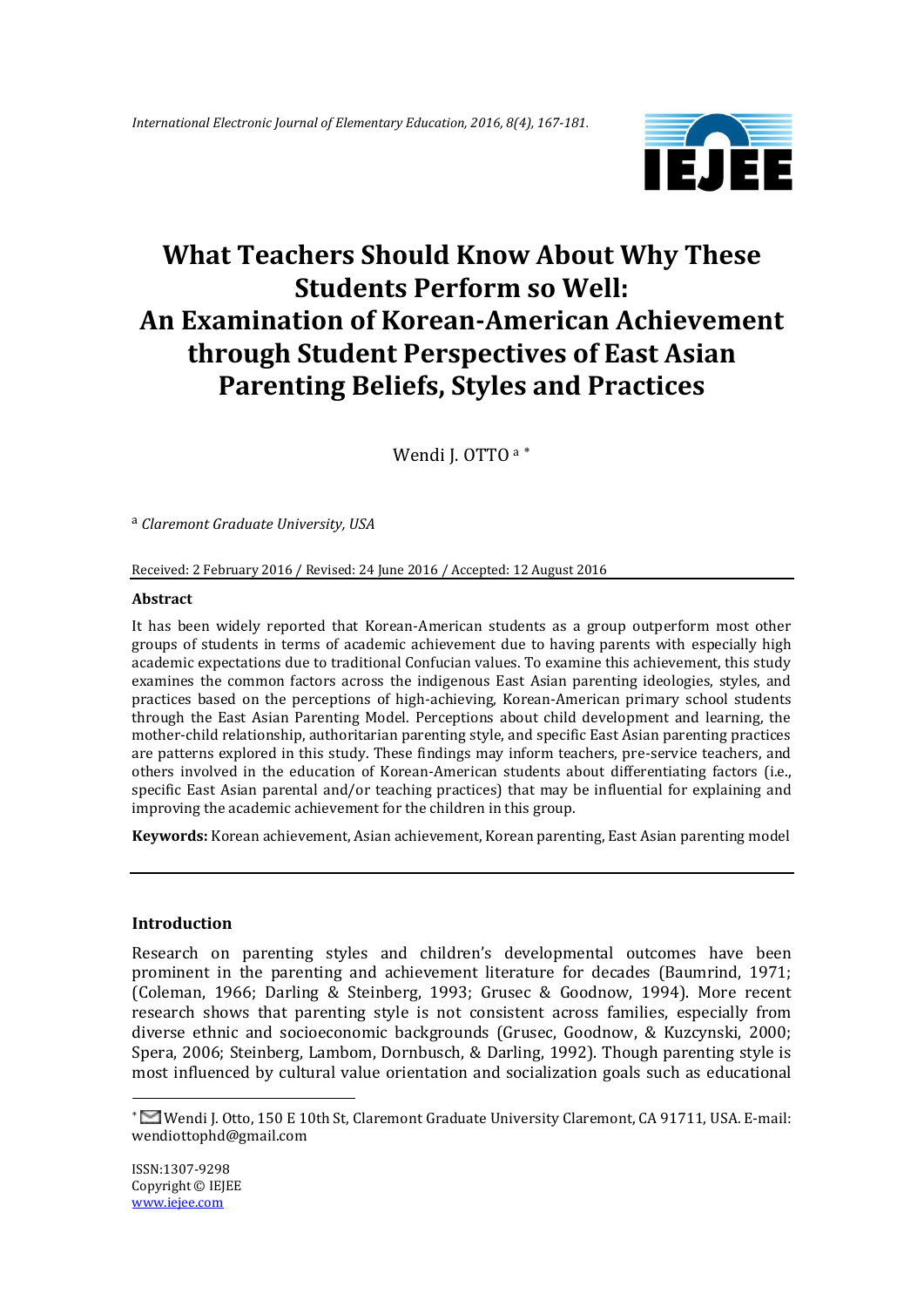# What Teachers Should Know About Why These Students Perform so Well: An Examination of Korean-American Achievement through Student Perspectives of East Asian Parenting Beliefs, Styles and Practices

Wendi J. OTTO [a] [*]

[a] *Claremont Graduate University, USA*

Received: 2 February 2016 / Revised: 24 June 2016 / Accepted: 12 August 2016

### Abstract

It has been widely reported that Korean-American students as a group outperform most other groups of students in terms of academic achievement due to having parents with especially high academic expectations due to traditional Confucian values. To examine this achievement, this study examines the common factors across the indigenous East Asian parenting ideologies, styles, and practices based on the perceptions of high-achieving, Korean-American primary school students through the East Asian Parenting Model. Perceptions about child development and learning, the mother-child relationship, authoritarian parenting style, and specific East Asian parenting practices are patterns explored in this study. These findings may inform teachers, pre-service teachers, and others involved in the education of Korean-American students about differentiating factors (i.e., specific East Asian parental and/or teaching practices) that may be influential for explaining and improving the academic achievement for the children in this group.

**Keywords:** Korean achievement, Asian achievement, Korean parenting, East Asian parenting model

## Introduction

Research on parenting styles and children's developmental outcomes have been prominent in the parenting and achievement literature for decades (Baumrind, 1971; (Coleman, 1966; Darling & Steinberg, 1993; Grusec & Goodnow, 1994). More recent research shows that parenting style is not consistent across families, especially from diverse ethnic and socioeconomic backgrounds (Grusec, Goodnow, & Kuzcynski, 2000; Spera, 2006; Steinberg, Lambom, Dornbusch, & Darling, 1992). Though parenting style is most influenced by cultural value orientation and socialization goals such as educational

[*] Wendi J. Otto, 150 E 10th St, Claremont Graduate University Claremont, CA 91711, USA. E-mail: wendiottophd@gmail.com

ISSN:1307-9298
Copyright © IEJEE
www.iejee.com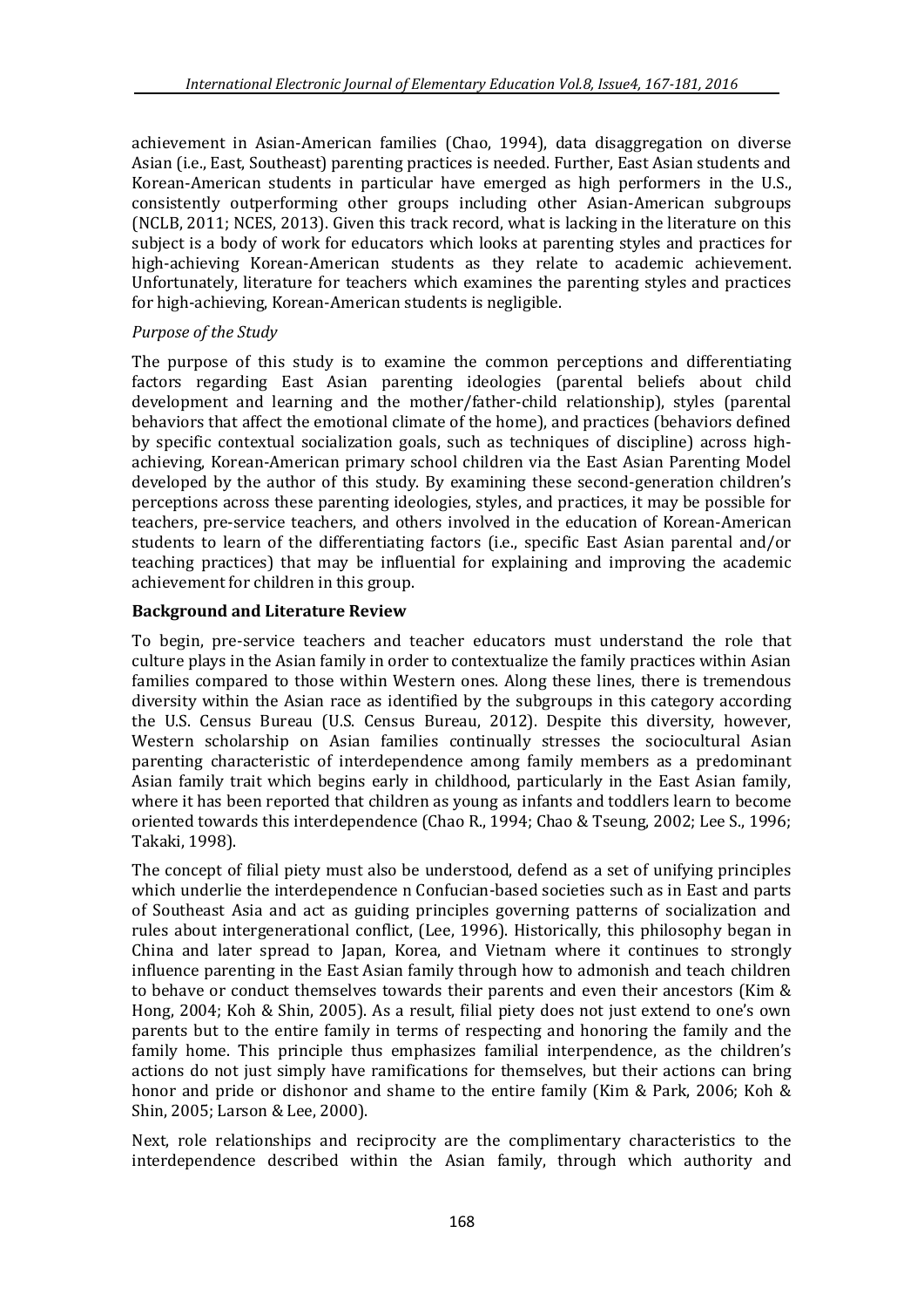achievement in Asian-American families (Chao, 1994), data disaggregation on diverse Asian (i.e., East, Southeast) parenting practices is needed. Further, East Asian students and Korean-American students in particular have emerged as high performers in the U.S., consistently outperforming other groups including other Asian-American subgroups (NCLB, 2011; NCES, 2013). Given this track record, what is lacking in the literature on this subject is a body of work for educators which looks at parenting styles and practices for high-achieving Korean-American students as they relate to academic achievement. Unfortunately, literature for teachers which examines the parenting styles and practices for high-achieving, Korean-American students is negligible.

*Purpose of the Study*

The purpose of this study is to examine the common perceptions and differentiating factors regarding East Asian parenting ideologies (parental beliefs about child development and learning and the mother/father-child relationship), styles (parental behaviors that affect the emotional climate of the home), and practices (behaviors defined by specific contextual socialization goals, such as techniques of discipline) across high-achieving, Korean-American primary school children via the East Asian Parenting Model developed by the author of this study. By examining these second-generation children's perceptions across these parenting ideologies, styles, and practices, it may be possible for teachers, pre-service teachers, and others involved in the education of Korean-American students to learn of the differentiating factors (i.e., specific East Asian parental and/or teaching practices) that may be influential for explaining and improving the academic achievement for children in this group.

**Background and Literature Review**

To begin, pre-service teachers and teacher educators must understand the role that culture plays in the Asian family in order to contextualize the family practices within Asian families compared to those within Western ones. Along these lines, there is tremendous diversity within the Asian race as identified by the subgroups in this category according the U.S. Census Bureau (U.S. Census Bureau, 2012). Despite this diversity, however, Western scholarship on Asian families continually stresses the sociocultural Asian parenting characteristic of interdependence among family members as a predominant Asian family trait which begins early in childhood, particularly in the East Asian family, where it has been reported that children as young as infants and toddlers learn to become oriented towards this interdependence (Chao R., 1994; Chao & Tseung, 2002; Lee S., 1996; Takaki, 1998).

The concept of filial piety must also be understood, defend as a set of unifying principles which underlie the interdependence n Confucian-based societies such as in East and parts of Southeast Asia and act as guiding principles governing patterns of socialization and rules about intergenerational conflict, (Lee, 1996). Historically, this philosophy began in China and later spread to Japan, Korea, and Vietnam where it continues to strongly influence parenting in the East Asian family through how to admonish and teach children to behave or conduct themselves towards their parents and even their ancestors (Kim & Hong, 2004; Koh & Shin, 2005). As a result, filial piety does not just extend to one's own parents but to the entire family in terms of respecting and honoring the family and the family home. This principle thus emphasizes familial interpendence, as the children's actions do not just simply have ramifications for themselves, but their actions can bring honor and pride or dishonor and shame to the entire family (Kim & Park, 2006; Koh & Shin, 2005; Larson & Lee, 2000).

Next, role relationships and reciprocity are the complimentary characteristics to the interdependence described within the Asian family, through which authority and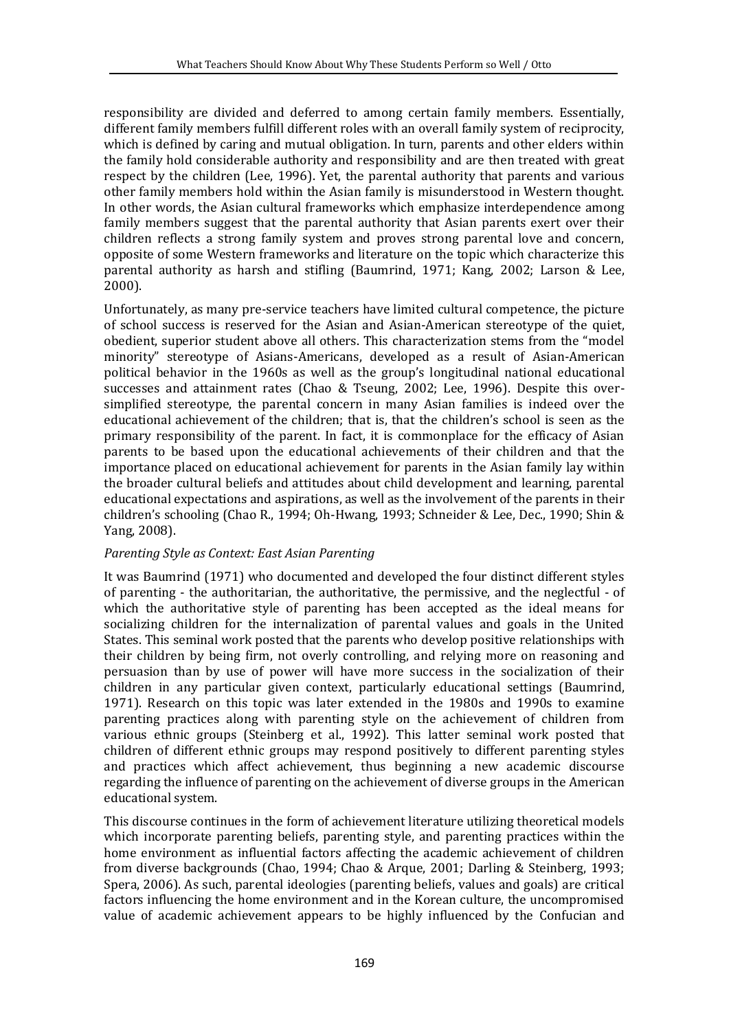responsibility are divided and deferred to among certain family members. Essentially, different family members fulfill different roles with an overall family system of reciprocity, which is defined by caring and mutual obligation. In turn, parents and other elders within the family hold considerable authority and responsibility and are then treated with great respect by the children (Lee, 1996). Yet, the parental authority that parents and various other family members hold within the Asian family is misunderstood in Western thought. In other words, the Asian cultural frameworks which emphasize interdependence among family members suggest that the parental authority that Asian parents exert over their children reflects a strong family system and proves strong parental love and concern, opposite of some Western frameworks and literature on the topic which characterize this parental authority as harsh and stifling (Baumrind, 1971; Kang, 2002; Larson & Lee, 2000).

Unfortunately, as many pre-service teachers have limited cultural competence, the picture of school success is reserved for the Asian and Asian-American stereotype of the quiet, obedient, superior student above all others. This characterization stems from the "model minority" stereotype of Asians-Americans, developed as a result of Asian-American political behavior in the 1960s as well as the group's longitudinal national educational successes and attainment rates (Chao & Tseung, 2002; Lee, 1996). Despite this over-simplified stereotype, the parental concern in many Asian families is indeed over the educational achievement of the children; that is, that the children's school is seen as the primary responsibility of the parent. In fact, it is commonplace for the efficacy of Asian parents to be based upon the educational achievements of their children and that the importance placed on educational achievement for parents in the Asian family lay within the broader cultural beliefs and attitudes about child development and learning, parental educational expectations and aspirations, as well as the involvement of the parents in their children's schooling (Chao R., 1994; Oh-Hwang, 1993; Schneider & Lee, Dec., 1990; Shin & Yang, 2008).

*Parenting Style as Context: East Asian Parenting*

It was Baumrind (1971) who documented and developed the four distinct different styles of parenting - the authoritarian, the authoritative, the permissive, and the neglectful - of which the authoritative style of parenting has been accepted as the ideal means for socializing children for the internalization of parental values and goals in the United States. This seminal work posted that the parents who develop positive relationships with their children by being firm, not overly controlling, and relying more on reasoning and persuasion than by use of power will have more success in the socialization of their children in any particular given context, particularly educational settings (Baumrind, 1971). Research on this topic was later extended in the 1980s and 1990s to examine parenting practices along with parenting style on the achievement of children from various ethnic groups (Steinberg et al., 1992). This latter seminal work posted that children of different ethnic groups may respond positively to different parenting styles and practices which affect achievement, thus beginning a new academic discourse regarding the influence of parenting on the achievement of diverse groups in the American educational system.

This discourse continues in the form of achievement literature utilizing theoretical models which incorporate parenting beliefs, parenting style, and parenting practices within the home environment as influential factors affecting the academic achievement of children from diverse backgrounds (Chao, 1994; Chao & Arque, 2001; Darling & Steinberg, 1993; Spera, 2006). As such, parental ideologies (parenting beliefs, values and goals) are critical factors influencing the home environment and in the Korean culture, the uncompromised value of academic achievement appears to be highly influenced by the Confucian and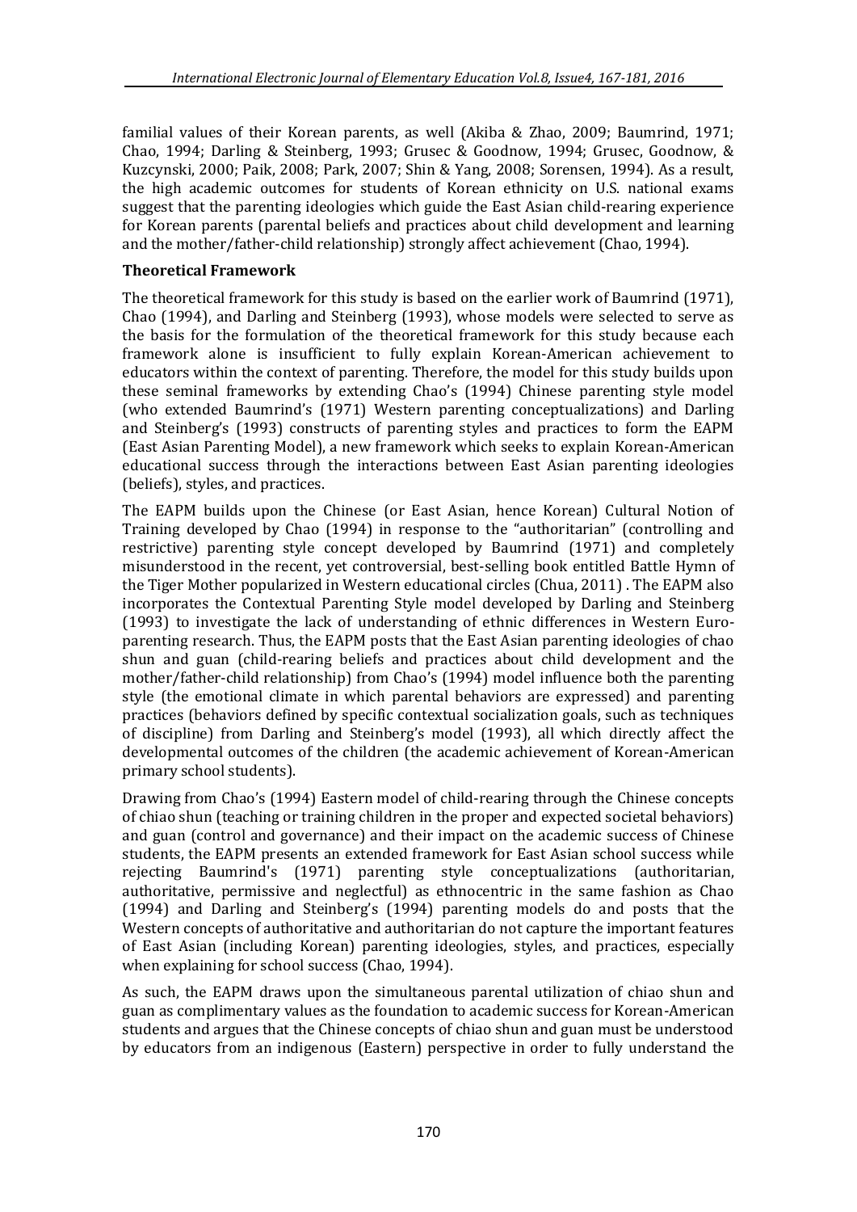familial values of their Korean parents, as well (Akiba & Zhao, 2009; Baumrind, 1971; Chao, 1994; Darling & Steinberg, 1993; Grusec & Goodnow, 1994; Grusec, Goodnow, & Kuzcynski, 2000; Paik, 2008; Park, 2007; Shin & Yang, 2008; Sorensen, 1994). As a result, the high academic outcomes for students of Korean ethnicity on U.S. national exams suggest that the parenting ideologies which guide the East Asian child-rearing experience for Korean parents (parental beliefs and practices about child development and learning and the mother/father-child relationship) strongly affect achievement (Chao, 1994).

**Theoretical Framework**

The theoretical framework for this study is based on the earlier work of Baumrind (1971), Chao (1994), and Darling and Steinberg (1993), whose models were selected to serve as the basis for the formulation of the theoretical framework for this study because each framework alone is insufficient to fully explain Korean-American achievement to educators within the context of parenting. Therefore, the model for this study builds upon these seminal frameworks by extending Chao's (1994) Chinese parenting style model (who extended Baumrind's (1971) Western parenting conceptualizations) and Darling and Steinberg's (1993) constructs of parenting styles and practices to form the EAPM (East Asian Parenting Model), a new framework which seeks to explain Korean-American educational success through the interactions between East Asian parenting ideologies (beliefs), styles, and practices.

The EAPM builds upon the Chinese (or East Asian, hence Korean) Cultural Notion of Training developed by Chao (1994) in response to the "authoritarian" (controlling and restrictive) parenting style concept developed by Baumrind (1971) and completely misunderstood in the recent, yet controversial, best-selling book entitled Battle Hymn of the Tiger Mother popularized in Western educational circles (Chua, 2011) . The EAPM also incorporates the Contextual Parenting Style model developed by Darling and Steinberg (1993) to investigate the lack of understanding of ethnic differences in Western Euro-parenting research. Thus, the EAPM posts that the East Asian parenting ideologies of chao shun and guan (child-rearing beliefs and practices about child development and the mother/father-child relationship) from Chao's (1994) model influence both the parenting style (the emotional climate in which parental behaviors are expressed) and parenting practices (behaviors defined by specific contextual socialization goals, such as techniques of discipline) from Darling and Steinberg's model (1993), all which directly affect the developmental outcomes of the children (the academic achievement of Korean-American primary school students).

Drawing from Chao's (1994) Eastern model of child-rearing through the Chinese concepts of chiao shun (teaching or training children in the proper and expected societal behaviors) and guan (control and governance) and their impact on the academic success of Chinese students, the EAPM presents an extended framework for East Asian school success while rejecting Baumrind's (1971) parenting style conceptualizations (authoritarian, authoritative, permissive and neglectful) as ethnocentric in the same fashion as Chao (1994) and Darling and Steinberg's (1994) parenting models do and posts that the Western concepts of authoritative and authoritarian do not capture the important features of East Asian (including Korean) parenting ideologies, styles, and practices, especially when explaining for school success (Chao, 1994).

As such, the EAPM draws upon the simultaneous parental utilization of chiao shun and guan as complimentary values as the foundation to academic success for Korean-American students and argues that the Chinese concepts of chiao shun and guan must be understood by educators from an indigenous (Eastern) perspective in order to fully understand the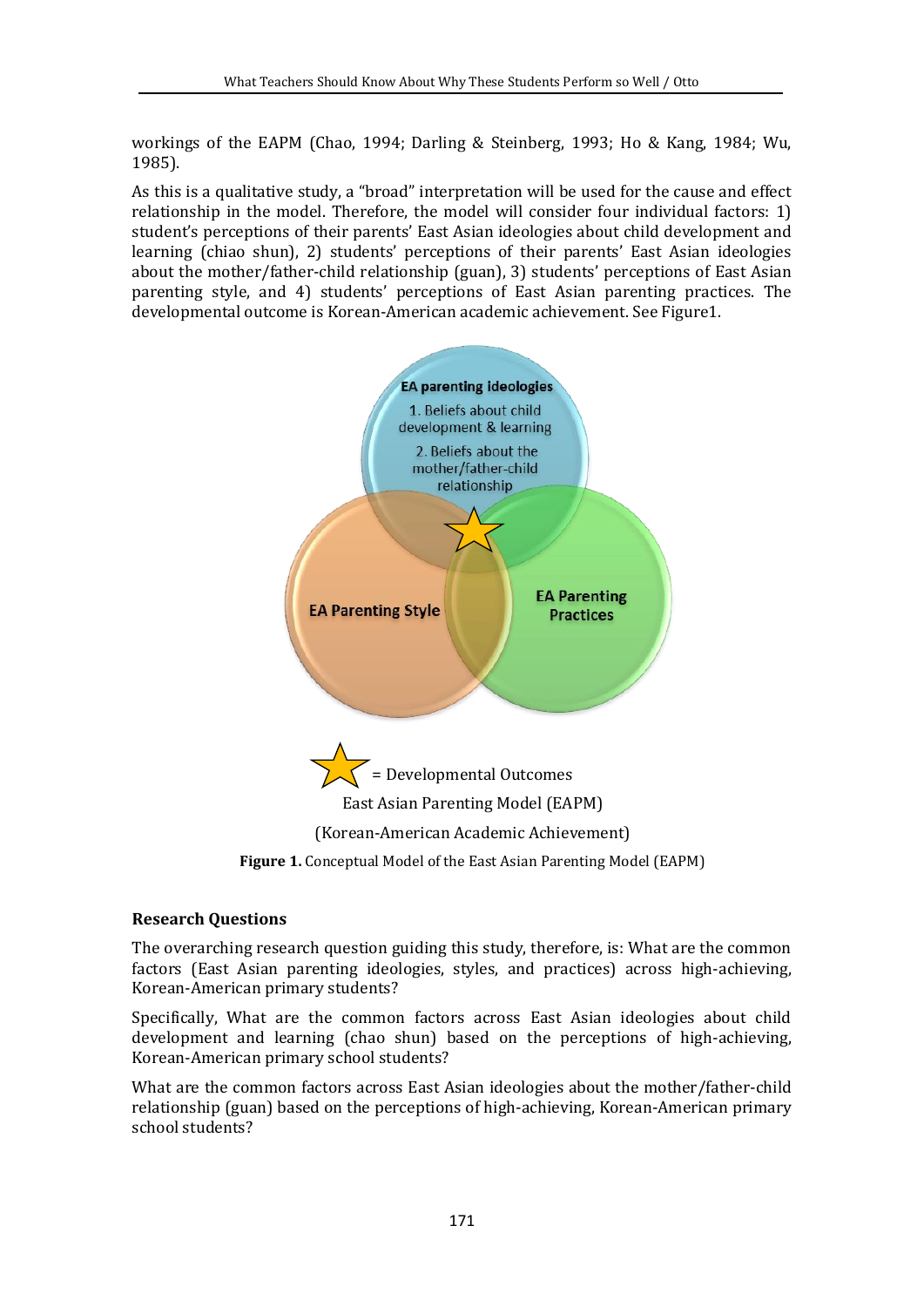workings of the EAPM (Chao, 1994; Darling & Steinberg, 1993; Ho & Kang, 1984; Wu, 1985).

As this is a qualitative study, a "broad" interpretation will be used for the cause and effect relationship in the model. Therefore, the model will consider four individual factors: 1) student's perceptions of their parents' East Asian ideologies about child development and learning (chiao shun), 2) students' perceptions of their parents' East Asian ideologies about the mother/father-child relationship (guan), 3) students' perceptions of East Asian parenting style, and 4) students' perceptions of East Asian parenting practices. The developmental outcome is Korean-American academic achievement. See Figure1.

**EA parenting ideologies**
1. Beliefs about child development & learning
2. Beliefs about the mother/father-child relationship

**EA Parenting Style**

**EA Parenting Practices**

★ = Developmental Outcomes

East Asian Parenting Model (EAPM)

(Korean-American Academic Achievement)

**Figure 1.** Conceptual Model of the East Asian Parenting Model (EAPM)

### Research Questions

The overarching research question guiding this study, therefore, is: What are the common factors (East Asian parenting ideologies, styles, and practices) across high-achieving, Korean-American primary students?

Specifically, What are the common factors across East Asian ideologies about child development and learning (chao shun) based on the perceptions of high-achieving, Korean-American primary school students?

What are the common factors across East Asian ideologies about the mother/father-child relationship (guan) based on the perceptions of high-achieving, Korean-American primary school students?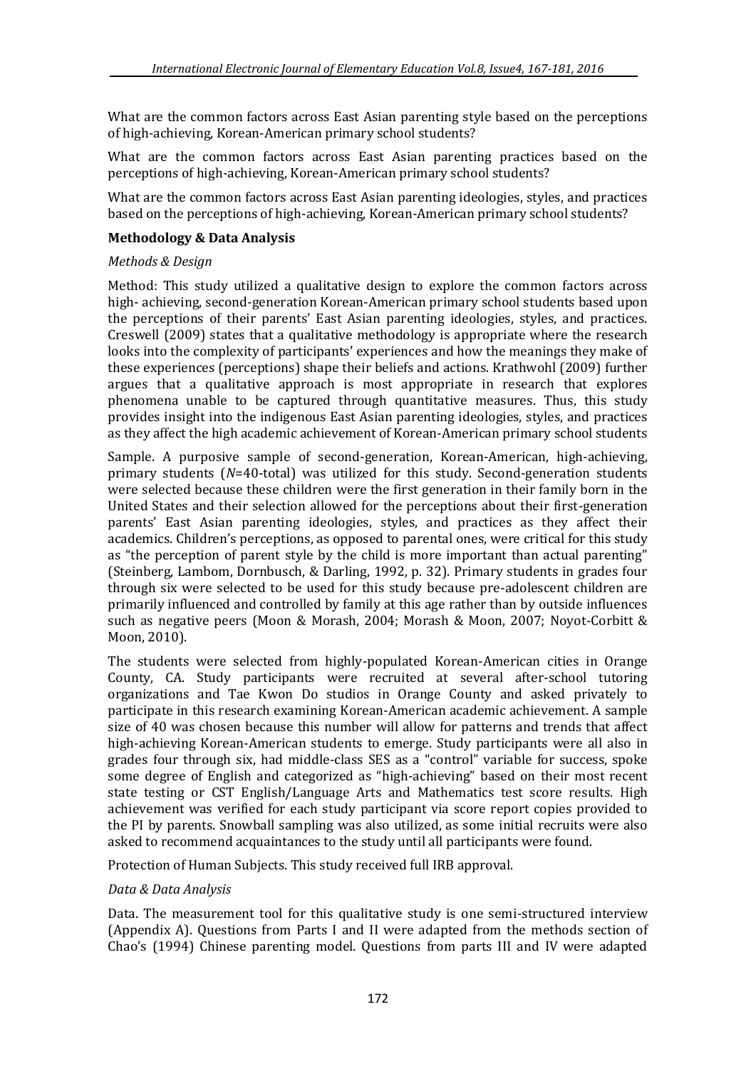What are the common factors across East Asian parenting style based on the perceptions of high-achieving, Korean-American primary school students?

What are the common factors across East Asian parenting practices based on the perceptions of high-achieving, Korean-American primary school students?

What are the common factors across East Asian parenting ideologies, styles, and practices based on the perceptions of high-achieving, Korean-American primary school students?

## Methodology & Data Analysis

### *Methods & Design*

Method: This study utilized a qualitative design to explore the common factors across high- achieving, second-generation Korean-American primary school students based upon the perceptions of their parents' East Asian parenting ideologies, styles, and practices. Creswell (2009) states that a qualitative methodology is appropriate where the research looks into the complexity of participants' experiences and how the meanings they make of these experiences (perceptions) shape their beliefs and actions. Krathwohl (2009) further argues that a qualitative approach is most appropriate in research that explores phenomena unable to be captured through quantitative measures. Thus, this study provides insight into the indigenous East Asian parenting ideologies, styles, and practices as they affect the high academic achievement of Korean-American primary school students

Sample. A purposive sample of second-generation, Korean-American, high-achieving, primary students (*N*=40-total) was utilized for this study. Second-generation students were selected because these children were the first generation in their family born in the United States and their selection allowed for the perceptions about their first-generation parents' East Asian parenting ideologies, styles, and practices as they affect their academics. Children's perceptions, as opposed to parental ones, were critical for this study as "the perception of parent style by the child is more important than actual parenting" (Steinberg, Lambom, Dornbusch, & Darling, 1992, p. 32). Primary students in grades four through six were selected to be used for this study because pre-adolescent children are primarily influenced and controlled by family at this age rather than by outside influences such as negative peers (Moon & Morash, 2004; Morash & Moon, 2007; Noyot-Corbitt & Moon, 2010).

The students were selected from highly-populated Korean-American cities in Orange County, CA. Study participants were recruited at several after-school tutoring organizations and Tae Kwon Do studios in Orange County and asked privately to participate in this research examining Korean-American academic achievement. A sample size of 40 was chosen because this number will allow for patterns and trends that affect high-achieving Korean-American students to emerge. Study participants were all also in grades four through six, had middle-class SES as a "control" variable for success, spoke some degree of English and categorized as "high-achieving" based on their most recent state testing or CST English/Language Arts and Mathematics test score results. High achievement was verified for each study participant via score report copies provided to the PI by parents. Snowball sampling was also utilized, as some initial recruits were also asked to recommend acquaintances to the study until all participants were found.

Protection of Human Subjects. This study received full IRB approval.

### *Data & Data Analysis*

Data. The measurement tool for this qualitative study is one semi-structured interview (Appendix A). Questions from Parts I and II were adapted from the methods section of Chao's (1994) Chinese parenting model. Questions from parts III and IV were adapted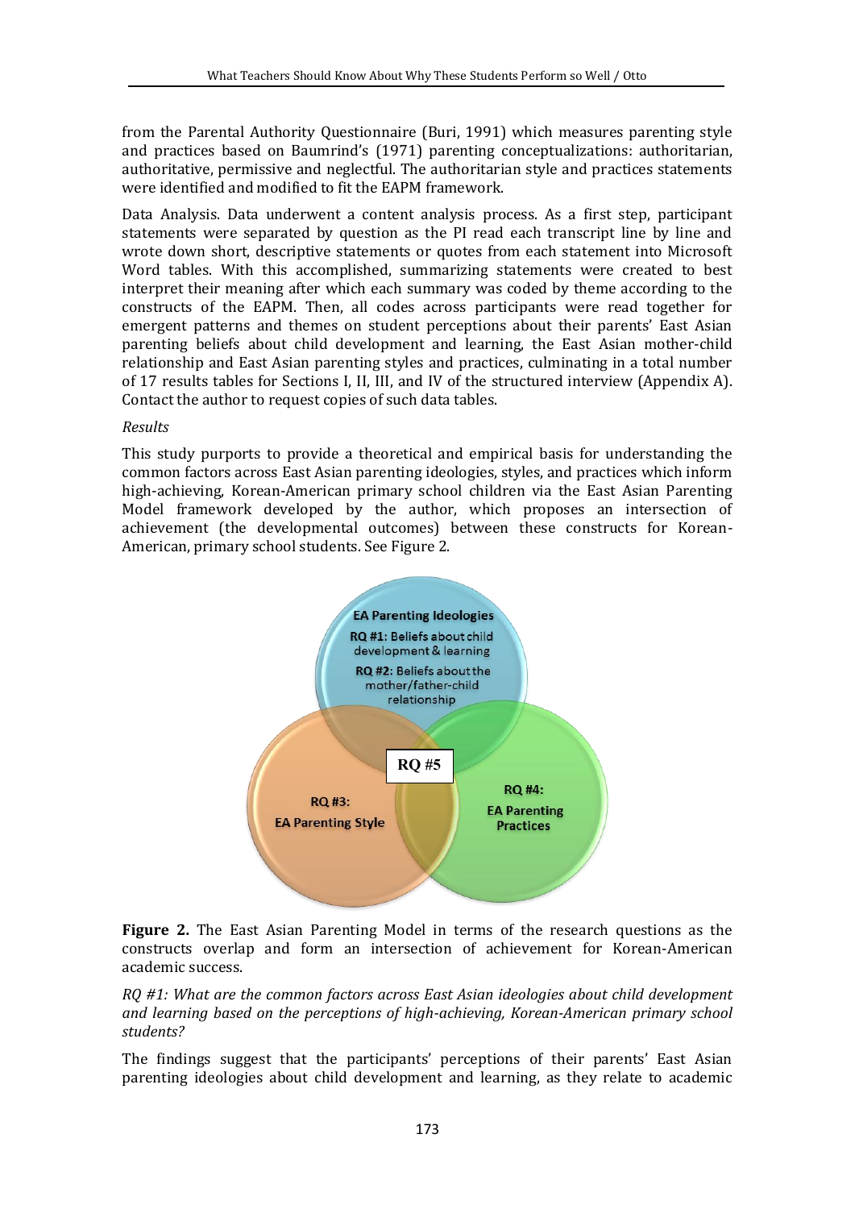from the Parental Authority Questionnaire (Buri, 1991) which measures parenting style and practices based on Baumrind's (1971) parenting conceptualizations: authoritarian, authoritative, permissive and neglectful. The authoritarian style and practices statements were identified and modified to fit the EAPM framework.

Data Analysis. Data underwent a content analysis process. As a first step, participant statements were separated by question as the PI read each transcript line by line and wrote down short, descriptive statements or quotes from each statement into Microsoft Word tables. With this accomplished, summarizing statements were created to best interpret their meaning after which each summary was coded by theme according to the constructs of the EAPM. Then, all codes across participants were read together for emergent patterns and themes on student perceptions about their parents' East Asian parenting beliefs about child development and learning, the East Asian mother-child relationship and East Asian parenting styles and practices, culminating in a total number of 17 results tables for Sections I, II, III, and IV of the structured interview (Appendix A). Contact the author to request copies of such data tables.

*Results*

This study purports to provide a theoretical and empirical basis for understanding the common factors across East Asian parenting ideologies, styles, and practices which inform high-achieving, Korean-American primary school children via the East Asian Parenting Model framework developed by the author, which proposes an intersection of achievement (the developmental outcomes) between these constructs for Korean-American, primary school students. See Figure 2.

EA Parenting Ideologies
RQ #1: Beliefs about child development & learning
RQ #2: Beliefs about the mother/father-child relationship

RQ #3: EA Parenting Style

RQ #4: EA Parenting Practices

RQ #5

**Figure 2.** The East Asian Parenting Model in terms of the research questions as the constructs overlap and form an intersection of achievement for Korean-American academic success.

*RQ #1: What are the common factors across East Asian ideologies about child development and learning based on the perceptions of high-achieving, Korean-American primary school students?*

The findings suggest that the participants' perceptions of their parents' East Asian parenting ideologies about child development and learning, as they relate to academic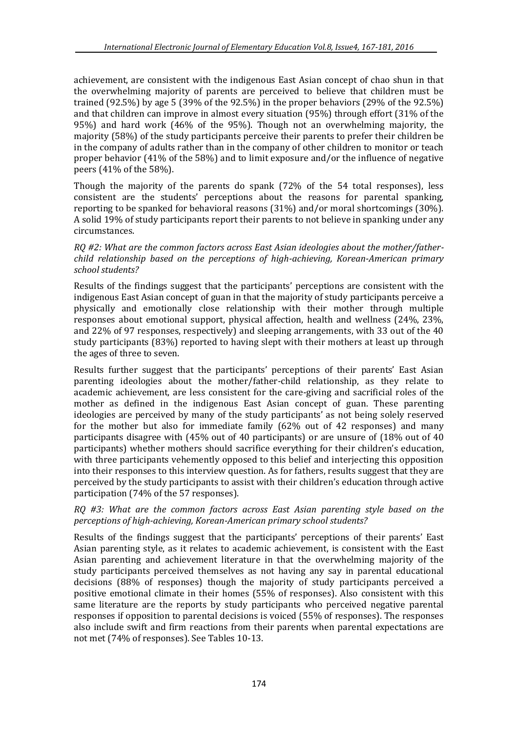achievement, are consistent with the indigenous East Asian concept of chao shun in that the overwhelming majority of parents are perceived to believe that children must be trained (92.5%) by age 5 (39% of the 92.5%) in the proper behaviors (29% of the 92.5%) and that children can improve in almost every situation (95%) through effort (31% of the 95%) and hard work (46% of the 95%). Though not an overwhelming majority, the majority (58%) of the study participants perceive their parents to prefer their children be in the company of adults rather than in the company of other children to monitor or teach proper behavior (41% of the 58%) and to limit exposure and/or the influence of negative peers (41% of the 58%).

Though the majority of the parents do spank (72% of the 54 total responses), less consistent are the students' perceptions about the reasons for parental spanking, reporting to be spanked for behavioral reasons (31%) and/or moral shortcomings (30%). A solid 19% of study participants report their parents to not believe in spanking under any circumstances.

*RQ #2: What are the common factors across East Asian ideologies about the mother/father-child relationship based on the perceptions of high-achieving, Korean-American primary school students?*

Results of the findings suggest that the participants' perceptions are consistent with the indigenous East Asian concept of guan in that the majority of study participants perceive a physically and emotionally close relationship with their mother through multiple responses about emotional support, physical affection, health and wellness (24%, 23%, and 22% of 97 responses, respectively) and sleeping arrangements, with 33 out of the 40 study participants (83%) reported to having slept with their mothers at least up through the ages of three to seven.

Results further suggest that the participants' perceptions of their parents' East Asian parenting ideologies about the mother/father-child relationship, as they relate to academic achievement, are less consistent for the care-giving and sacrificial roles of the mother as defined in the indigenous East Asian concept of guan. These parenting ideologies are perceived by many of the study participants' as not being solely reserved for the mother but also for immediate family (62% out of 42 responses) and many participants disagree with (45% out of 40 participants) or are unsure of (18% out of 40 participants) whether mothers should sacrifice everything for their children's education, with three participants vehemently opposed to this belief and interjecting this opposition into their responses to this interview question. As for fathers, results suggest that they are perceived by the study participants to assist with their children's education through active participation (74% of the 57 responses).

*RQ #3: What are the common factors across East Asian parenting style based on the perceptions of high-achieving, Korean-American primary school students?*

Results of the findings suggest that the participants' perceptions of their parents' East Asian parenting style, as it relates to academic achievement, is consistent with the East Asian parenting and achievement literature in that the overwhelming majority of the study participants perceived themselves as not having any say in parental educational decisions (88% of responses) though the majority of study participants perceived a positive emotional climate in their homes (55% of responses). Also consistent with this same literature are the reports by study participants who perceived negative parental responses if opposition to parental decisions is voiced (55% of responses). The responses also include swift and firm reactions from their parents when parental expectations are not met (74% of responses). See Tables 10-13.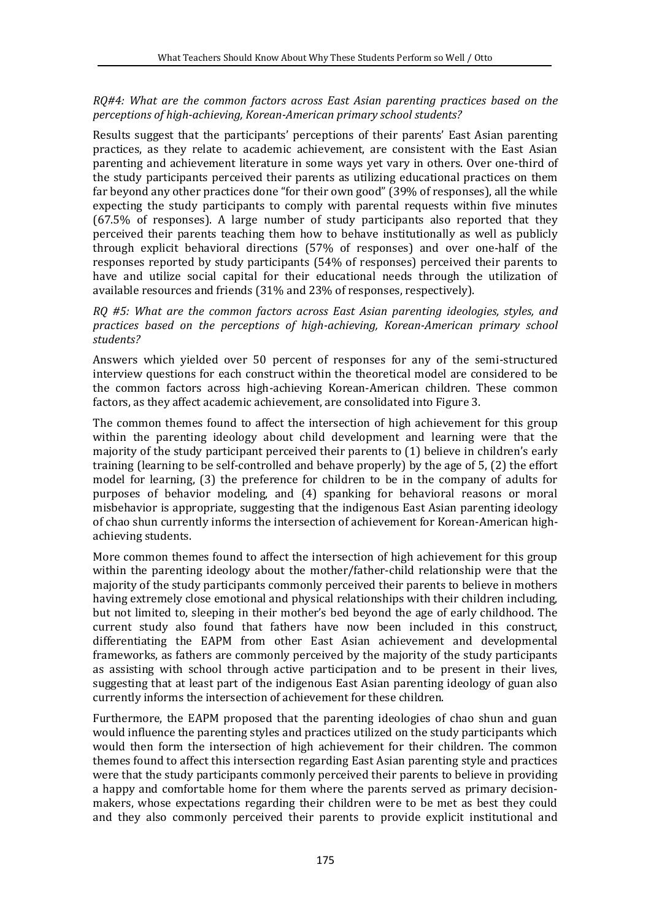*RQ#4: What are the common factors across East Asian parenting practices based on the perceptions of high-achieving, Korean-American primary school students?*

Results suggest that the participants' perceptions of their parents' East Asian parenting practices, as they relate to academic achievement, are consistent with the East Asian parenting and achievement literature in some ways yet vary in others. Over one-third of the study participants perceived their parents as utilizing educational practices on them far beyond any other practices done "for their own good" (39% of responses), all the while expecting the study participants to comply with parental requests within five minutes (67.5% of responses). A large number of study participants also reported that they perceived their parents teaching them how to behave institutionally as well as publicly through explicit behavioral directions (57% of responses) and over one-half of the responses reported by study participants (54% of responses) perceived their parents to have and utilize social capital for their educational needs through the utilization of available resources and friends (31% and 23% of responses, respectively).

*RQ #5: What are the common factors across East Asian parenting ideologies, styles, and practices based on the perceptions of high-achieving, Korean-American primary school students?*

Answers which yielded over 50 percent of responses for any of the semi-structured interview questions for each construct within the theoretical model are considered to be the common factors across high-achieving Korean-American children. These common factors, as they affect academic achievement, are consolidated into Figure 3.

The common themes found to affect the intersection of high achievement for this group within the parenting ideology about child development and learning were that the majority of the study participant perceived their parents to (1) believe in children's early training (learning to be self-controlled and behave properly) by the age of 5, (2) the effort model for learning, (3) the preference for children to be in the company of adults for purposes of behavior modeling, and (4) spanking for behavioral reasons or moral misbehavior is appropriate, suggesting that the indigenous East Asian parenting ideology of chao shun currently informs the intersection of achievement for Korean-American high-achieving students.

More common themes found to affect the intersection of high achievement for this group within the parenting ideology about the mother/father-child relationship were that the majority of the study participants commonly perceived their parents to believe in mothers having extremely close emotional and physical relationships with their children including, but not limited to, sleeping in their mother's bed beyond the age of early childhood. The current study also found that fathers have now been included in this construct, differentiating the EAPM from other East Asian achievement and developmental frameworks, as fathers are commonly perceived by the majority of the study participants as assisting with school through active participation and to be present in their lives, suggesting that at least part of the indigenous East Asian parenting ideology of guan also currently informs the intersection of achievement for these children.

Furthermore, the EAPM proposed that the parenting ideologies of chao shun and guan would influence the parenting styles and practices utilized on the study participants which would then form the intersection of high achievement for their children. The common themes found to affect this intersection regarding East Asian parenting style and practices were that the study participants commonly perceived their parents to believe in providing a happy and comfortable home for them where the parents served as primary decision-makers, whose expectations regarding their children were to be met as best they could and they also commonly perceived their parents to provide explicit institutional and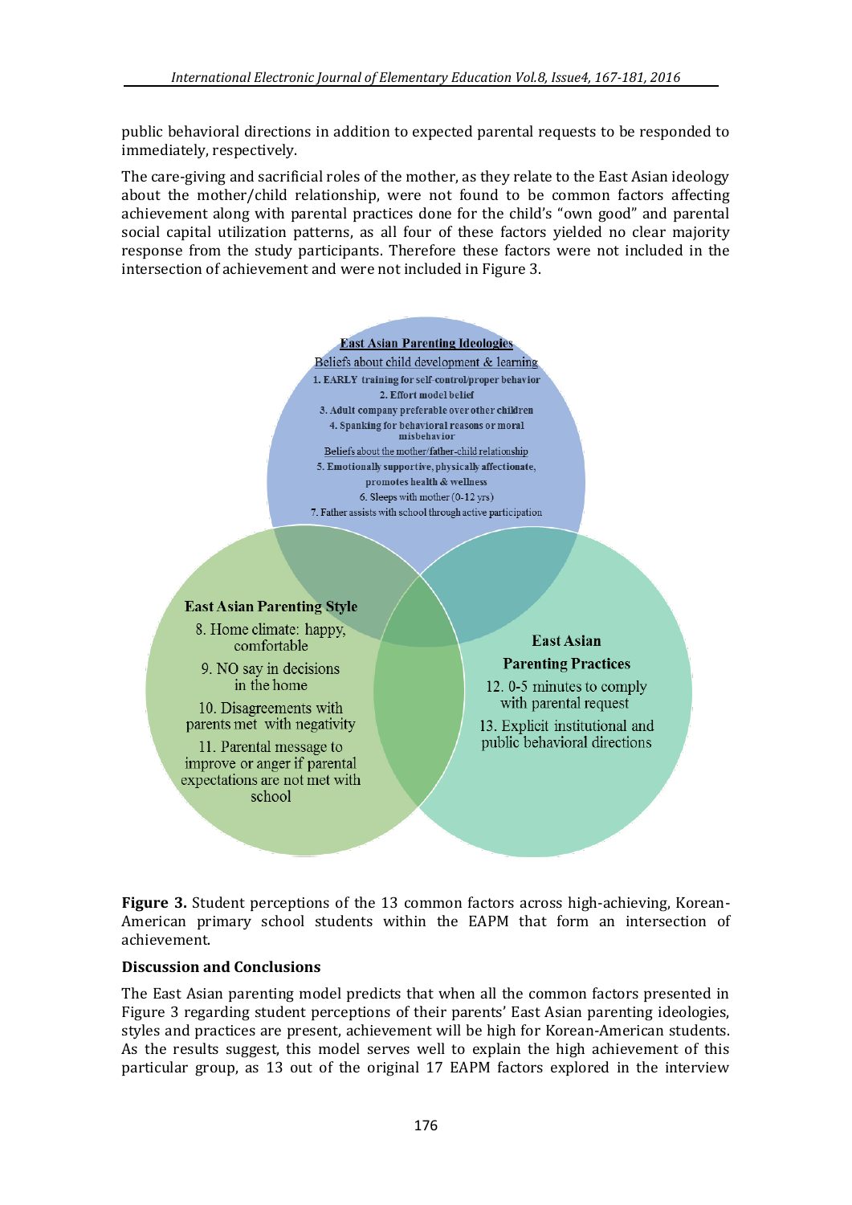public behavioral directions in addition to expected parental requests to be responded to immediately, respectively.

The care-giving and sacrificial roles of the mother, as they relate to the East Asian ideology about the mother/child relationship, were not found to be common factors affecting achievement along with parental practices done for the child's "own good" and parental social capital utilization patterns, as all four of these factors yielded no clear majority response from the study participants. Therefore these factors were not included in the intersection of achievement and were not included in Figure 3.

**East Asian Parenting Ideologies**

Beliefs about child development & learning

1. EARLY training for self-control/proper behavior
2. Effort model belief
3. Adult company preferable over other children
4. Spanking for behavioral reasons or moral misbehavior

Beliefs about the mother/father-child relationship

5. Emotionally supportive, physically affectionate, promotes health & wellness
6. Sleeps with mother (0-12 yrs)
7. Father assists with school through active participation

**East Asian Parenting Style**

8. Home climate: happy, comfortable
9. NO say in decisions in the home
10. Disagreements with parents met with negativity
11. Parental message to improve or anger if parental expectations are not met with school

**East Asian Parenting Practices**

12. 0-5 minutes to comply with parental request
13. Explicit institutional and public behavioral directions

**Figure 3.** Student perceptions of the 13 common factors across high-achieving, Korean-American primary school students within the EAPM that form an intersection of achievement.

### Discussion and Conclusions

The East Asian parenting model predicts that when all the common factors presented in Figure 3 regarding student perceptions of their parents' East Asian parenting ideologies, styles and practices are present, achievement will be high for Korean-American students. As the results suggest, this model serves well to explain the high achievement of this particular group, as 13 out of the original 17 EAPM factors explored in the interview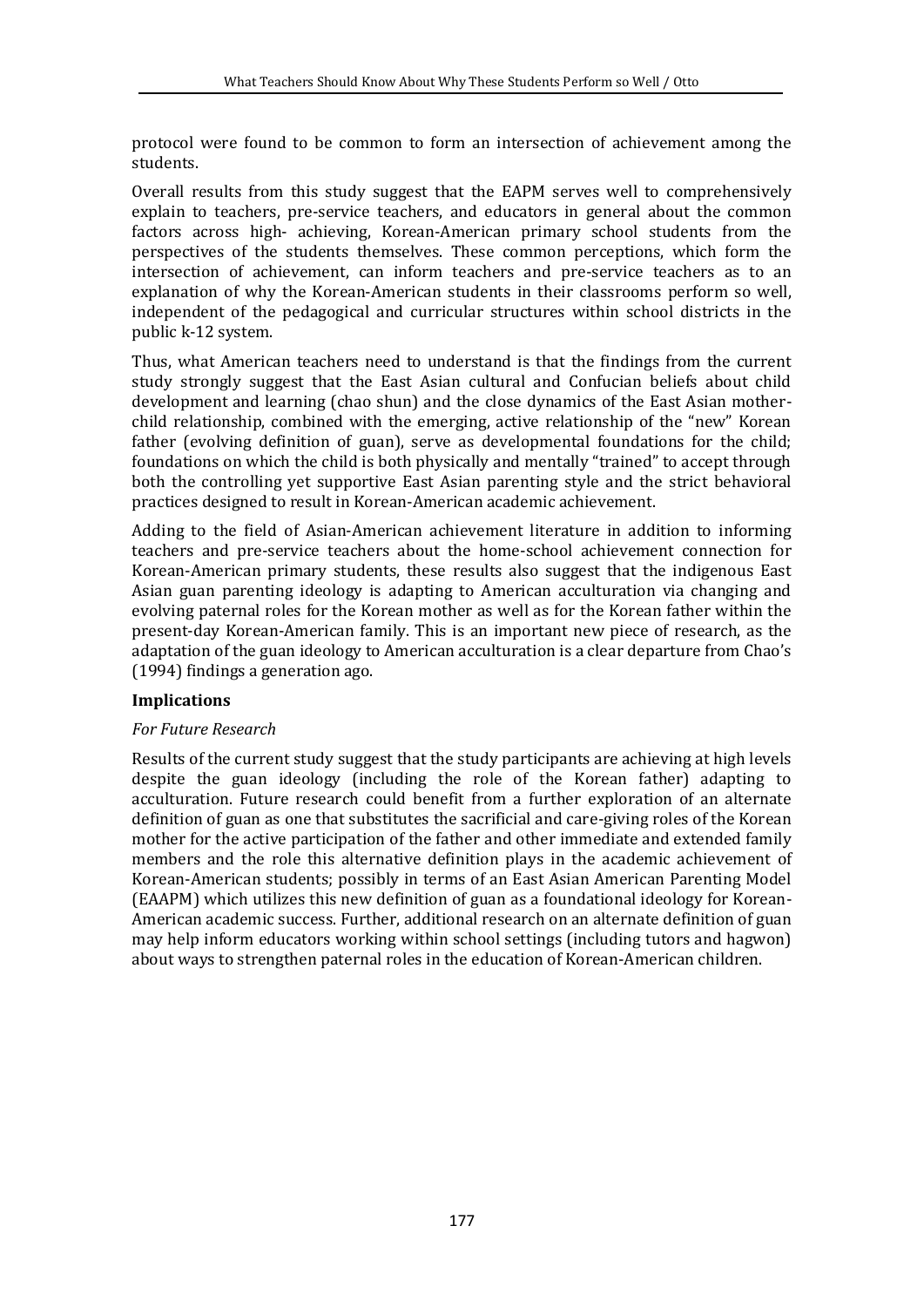protocol were found to be common to form an intersection of achievement among the students.

Overall results from this study suggest that the EAPM serves well to comprehensively explain to teachers, pre-service teachers, and educators in general about the common factors across high- achieving, Korean-American primary school students from the perspectives of the students themselves. These common perceptions, which form the intersection of achievement, can inform teachers and pre-service teachers as to an explanation of why the Korean-American students in their classrooms perform so well, independent of the pedagogical and curricular structures within school districts in the public k-12 system.

Thus, what American teachers need to understand is that the findings from the current study strongly suggest that the East Asian cultural and Confucian beliefs about child development and learning (chao shun) and the close dynamics of the East Asian mother-child relationship, combined with the emerging, active relationship of the "new" Korean father (evolving definition of guan), serve as developmental foundations for the child; foundations on which the child is both physically and mentally "trained" to accept through both the controlling yet supportive East Asian parenting style and the strict behavioral practices designed to result in Korean-American academic achievement.

Adding to the field of Asian-American achievement literature in addition to informing teachers and pre-service teachers about the home-school achievement connection for Korean-American primary students, these results also suggest that the indigenous East Asian guan parenting ideology is adapting to American acculturation via changing and evolving paternal roles for the Korean mother as well as for the Korean father within the present-day Korean-American family. This is an important new piece of research, as the adaptation of the guan ideology to American acculturation is a clear departure from Chao's (1994) findings a generation ago.

## Implications

### *For Future Research*

Results of the current study suggest that the study participants are achieving at high levels despite the guan ideology (including the role of the Korean father) adapting to acculturation. Future research could benefit from a further exploration of an alternate definition of guan as one that substitutes the sacrificial and care-giving roles of the Korean mother for the active participation of the father and other immediate and extended family members and the role this alternative definition plays in the academic achievement of Korean-American students; possibly in terms of an East Asian American Parenting Model (EAAPM) which utilizes this new definition of guan as a foundational ideology for Korean-American academic success. Further, additional research on an alternate definition of guan may help inform educators working within school settings (including tutors and hagwon) about ways to strengthen paternal roles in the education of Korean-American children.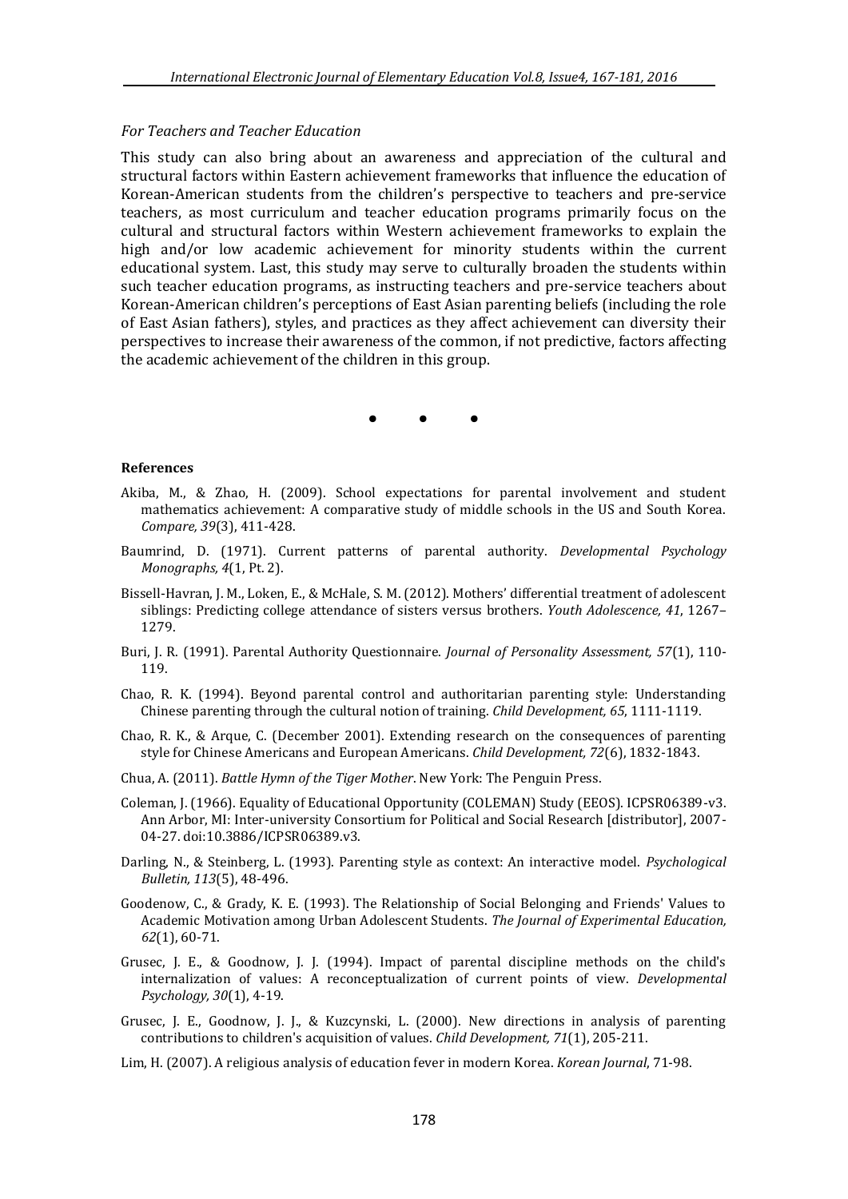*For Teachers and Teacher Education*

This study can also bring about an awareness and appreciation of the cultural and structural factors within Eastern achievement frameworks that influence the education of Korean-American students from the children's perspective to teachers and pre-service teachers, as most curriculum and teacher education programs primarily focus on the cultural and structural factors within Western achievement frameworks to explain the high and/or low academic achievement for minority students within the current educational system. Last, this study may serve to culturally broaden the students within such teacher education programs, as instructing teachers and pre-service teachers about Korean-American children's perceptions of East Asian parenting beliefs (including the role of East Asian fathers), styles, and practices as they affect achievement can diversity their perspectives to increase their awareness of the common, if not predictive, factors affecting the academic achievement of the children in this group.

• • •

**References**

Akiba, M., & Zhao, H. (2009). School expectations for parental involvement and student mathematics achievement: A comparative study of middle schools in the US and South Korea. *Compare, 39*(3), 411-428.

Baumrind, D. (1971). Current patterns of parental authority. *Developmental Psychology Monographs, 4*(1, Pt. 2).

Bissell-Havran, J. M., Loken, E., & McHale, S. M. (2012). Mothers' differential treatment of adolescent siblings: Predicting college attendance of sisters versus brothers. *Youth Adolescence, 41*, 1267–1279.

Buri, J. R. (1991). Parental Authority Questionnaire. *Journal of Personality Assessment, 57*(1), 110-119.

Chao, R. K. (1994). Beyond parental control and authoritarian parenting style: Understanding Chinese parenting through the cultural notion of training. *Child Development, 65*, 1111-1119.

Chao, R. K., & Arque, C. (December 2001). Extending research on the consequences of parenting style for Chinese Americans and European Americans. *Child Development, 72*(6), 1832-1843.

Chua, A. (2011). *Battle Hymn of the Tiger Mother*. New York: The Penguin Press.

Coleman, J. (1966). Equality of Educational Opportunity (COLEMAN) Study (EEOS). ICPSR06389-v3. Ann Arbor, MI: Inter-university Consortium for Political and Social Research [distributor], 2007-04-27. doi:10.3886/ICPSR06389.v3.

Darling, N., & Steinberg, L. (1993). Parenting style as context: An interactive model. *Psychological Bulletin, 113*(5), 48-496.

Goodenow, C., & Grady, K. E. (1993). The Relationship of Social Belonging and Friends' Values to Academic Motivation among Urban Adolescent Students. *The Journal of Experimental Education, 62*(1), 60-71.

Grusec, J. E., & Goodnow, J. J. (1994). Impact of parental discipline methods on the child's internalization of values: A reconceptualization of current points of view. *Developmental Psychology, 30*(1), 4-19.

Grusec, J. E., Goodnow, J. J., & Kuzcynski, L. (2000). New directions in analysis of parenting contributions to children's acquisition of values. *Child Development, 71*(1), 205-211.

Lim, H. (2007). A religious analysis of education fever in modern Korea. *Korean Journal*, 71-98.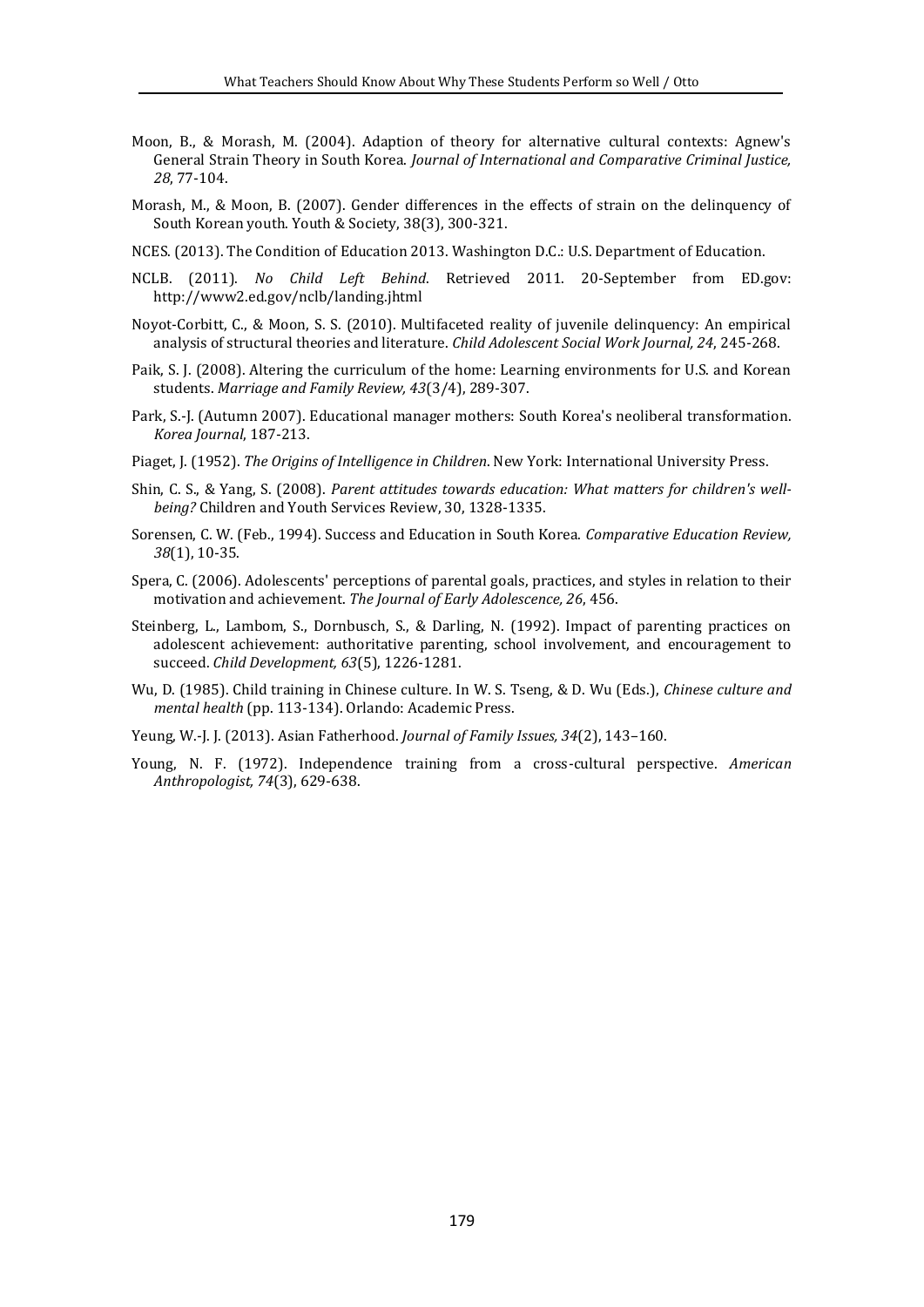Moon, B., & Morash, M. (2004). Adaption of theory for alternative cultural contexts: Agnew's General Strain Theory in South Korea. *Journal of International and Comparative Criminal Justice, 28*, 77-104.

Morash, M., & Moon, B. (2007). Gender differences in the effects of strain on the delinquency of South Korean youth. Youth & Society, 38(3), 300-321.

NCES. (2013). The Condition of Education 2013. Washington D.C.: U.S. Department of Education.

NCLB. (2011). *No Child Left Behind*. Retrieved 2011. 20-September from ED.gov: http://www2.ed.gov/nclb/landing.jhtml

Noyot-Corbitt, C., & Moon, S. S. (2010). Multifaceted reality of juvenile delinquency: An empirical analysis of structural theories and literature. *Child Adolescent Social Work Journal, 24*, 245-268.

Paik, S. J. (2008). Altering the curriculum of the home: Learning environments for U.S. and Korean students. *Marriage and Family Review, 43*(3/4), 289-307.

Park, S.-J. (Autumn 2007). Educational manager mothers: South Korea's neoliberal transformation. *Korea Journal*, 187-213.

Piaget, J. (1952). *The Origins of Intelligence in Children*. New York: International University Press.

Shin, C. S., & Yang, S. (2008). *Parent attitudes towards education: What matters for children's well-being?* Children and Youth Services Review, 30, 1328-1335.

Sorensen, C. W. (Feb., 1994). Success and Education in South Korea. *Comparative Education Review, 38*(1), 10-35.

Spera, C. (2006). Adolescents' perceptions of parental goals, practices, and styles in relation to their motivation and achievement. *The Journal of Early Adolescence, 26*, 456.

Steinberg, L., Lambom, S., Dornbusch, S., & Darling, N. (1992). Impact of parenting practices on adolescent achievement: authoritative parenting, school involvement, and encouragement to succeed. *Child Development, 63*(5), 1226-1281.

Wu, D. (1985). Child training in Chinese culture. In W. S. Tseng, & D. Wu (Eds.), *Chinese culture and mental health* (pp. 113-134). Orlando: Academic Press.

Yeung, W.-J. J. (2013). Asian Fatherhood. *Journal of Family Issues, 34*(2), 143–160.

Young, N. F. (1972). Independence training from a cross-cultural perspective. *American Anthropologist, 74*(3), 629-638.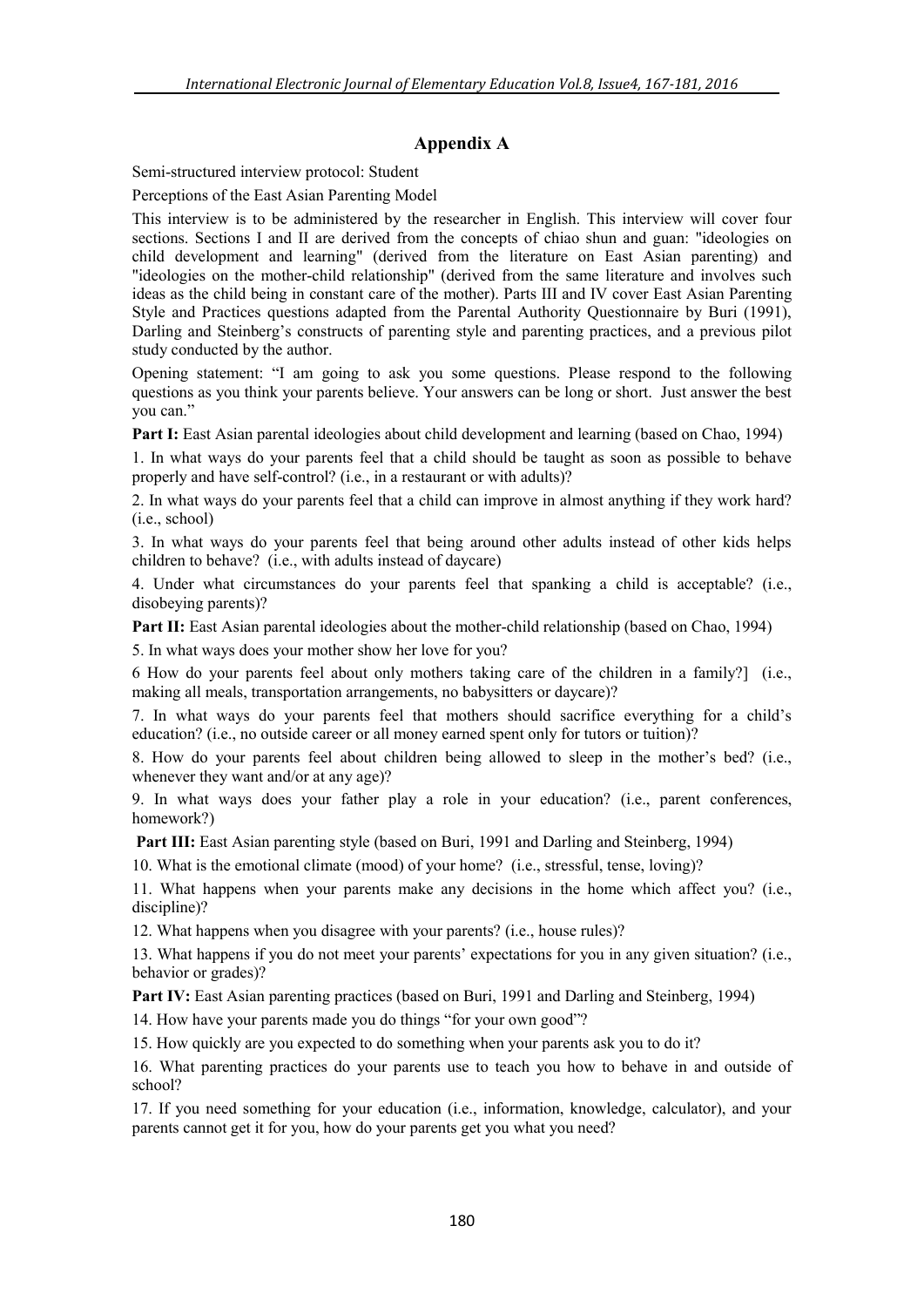## Appendix A

Semi-structured interview protocol: Student

Perceptions of the East Asian Parenting Model

This interview is to be administered by the researcher in English. This interview will cover four sections. Sections I and II are derived from the concepts of chiao shun and guan: "ideologies on child development and learning" (derived from the literature on East Asian parenting) and "ideologies on the mother-child relationship" (derived from the same literature and involves such ideas as the child being in constant care of the mother). Parts III and IV cover East Asian Parenting Style and Practices questions adapted from the Parental Authority Questionnaire by Buri (1991), Darling and Steinberg's constructs of parenting style and parenting practices, and a previous pilot study conducted by the author.

Opening statement: "I am going to ask you some questions. Please respond to the following questions as you think your parents believe. Your answers can be long or short. Just answer the best you can."

**Part I:** East Asian parental ideologies about child development and learning (based on Chao, 1994)

1. In what ways do your parents feel that a child should be taught as soon as possible to behave properly and have self-control? (i.e., in a restaurant or with adults)?

2. In what ways do your parents feel that a child can improve in almost anything if they work hard? (i.e., school)

3. In what ways do your parents feel that being around other adults instead of other kids helps children to behave? (i.e., with adults instead of daycare)

4. Under what circumstances do your parents feel that spanking a child is acceptable? (i.e., disobeying parents)?

**Part II:** East Asian parental ideologies about the mother-child relationship (based on Chao, 1994)

5. In what ways does your mother show her love for you?

6 How do your parents feel about only mothers taking care of the children in a family?] (i.e., making all meals, transportation arrangements, no babysitters or daycare)?

7. In what ways do your parents feel that mothers should sacrifice everything for a child's education? (i.e., no outside career or all money earned spent only for tutors or tuition)?

8. How do your parents feel about children being allowed to sleep in the mother's bed? (i.e., whenever they want and/or at any age)?

9. In what ways does your father play a role in your education? (i.e., parent conferences, homework?)

**Part III:** East Asian parenting style (based on Buri, 1991 and Darling and Steinberg, 1994)

10. What is the emotional climate (mood) of your home? (i.e., stressful, tense, loving)?

11. What happens when your parents make any decisions in the home which affect you? (i.e., discipline)?

12. What happens when you disagree with your parents? (i.e., house rules)?

13. What happens if you do not meet your parents' expectations for you in any given situation? (i.e., behavior or grades)?

**Part IV:** East Asian parenting practices (based on Buri, 1991 and Darling and Steinberg, 1994)

14. How have your parents made you do things "for your own good"?

15. How quickly are you expected to do something when your parents ask you to do it?

16. What parenting practices do your parents use to teach you how to behave in and outside of school?

17. If you need something for your education (i.e., information, knowledge, calculator), and your parents cannot get it for you, how do your parents get you what you need?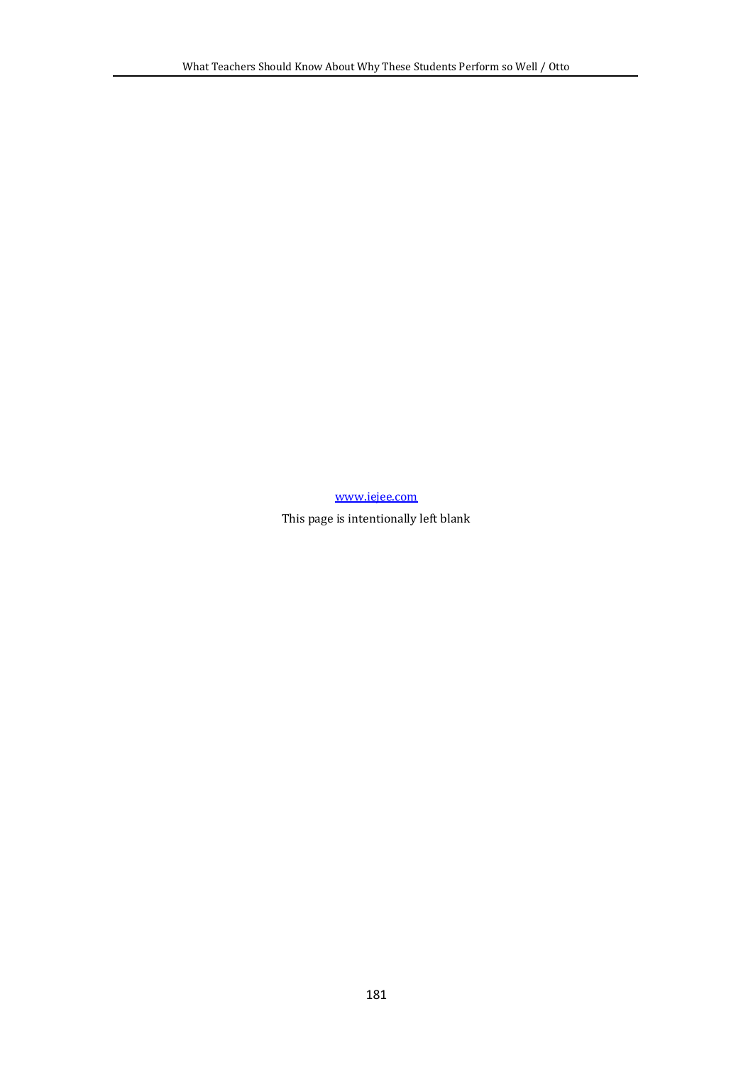www.iejee.com

This page is intentionally left blank